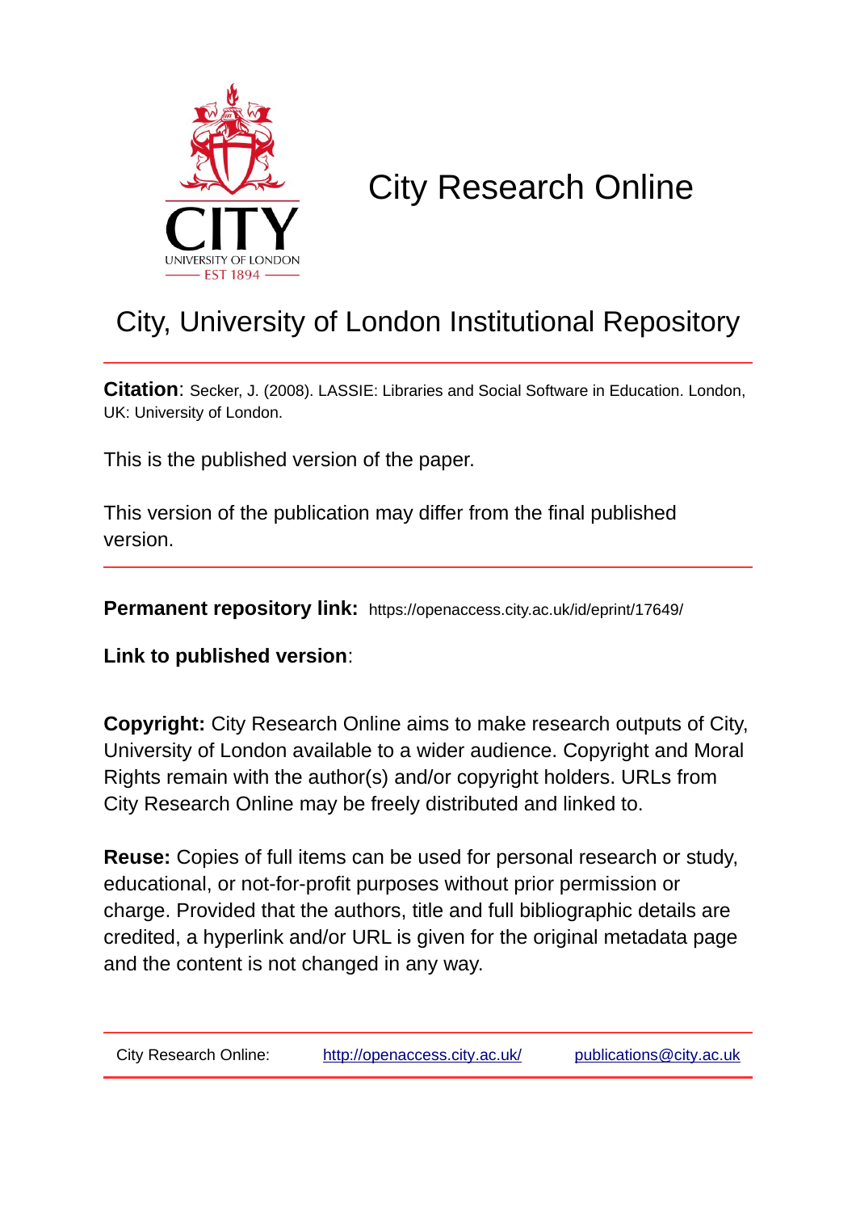# City Research Online

## City, University of London Institutional Repository

**Citation**: Secker, J. (2008). LASSIE: Libraries and Social Software in Education. London, UK: University of London.

This is the published version of the paper.

This version of the publication may differ from the final published version.

**Permanent repository link:** https://openaccess.city.ac.uk/id/eprint/17649/

**Link to published version**:

**Copyright:** City Research Online aims to make research outputs of City, University of London available to a wider audience. Copyright and Moral Rights remain with the author(s) and/or copyright holders. URLs from City Research Online may be freely distributed and linked to.

**Reuse:** Copies of full items can be used for personal research or study, educational, or not-for-profit purposes without prior permission or charge. Provided that the authors, title and full bibliographic details are credited, a hyperlink and/or URL is given for the original metadata page and the content is not changed in any way.

City Research Online: http://openaccess.city.ac.uk/ publications@city.ac.uk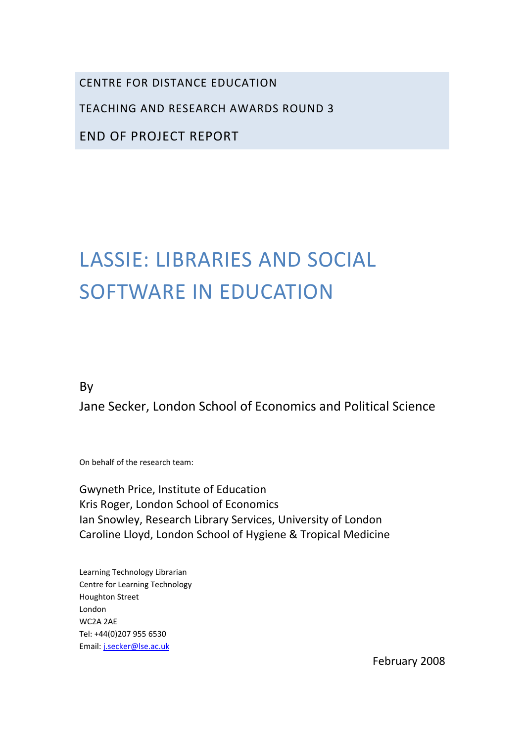CENTRE FOR DISTANCE EDUCATION

TEACHING AND RESEARCH AWARDS ROUND 3

END OF PROJECT REPORT

# LASSIE: LIBRARIES AND SOCIAL SOFTWARE IN EDUCATION

By

Jane Secker, London School of Economics and Political Science

On behalf of the research team:

Gwyneth Price, Institute of Education
Kris Roger, London School of Economics
Ian Snowley, Research Library Services, University of London
Caroline Lloyd, London School of Hygiene & Tropical Medicine

Learning Technology Librarian
Centre for Learning Technology
Houghton Street
London
WC2A 2AE
Tel: +44(0)207 955 6530
Email: j.secker@lse.ac.uk

February 2008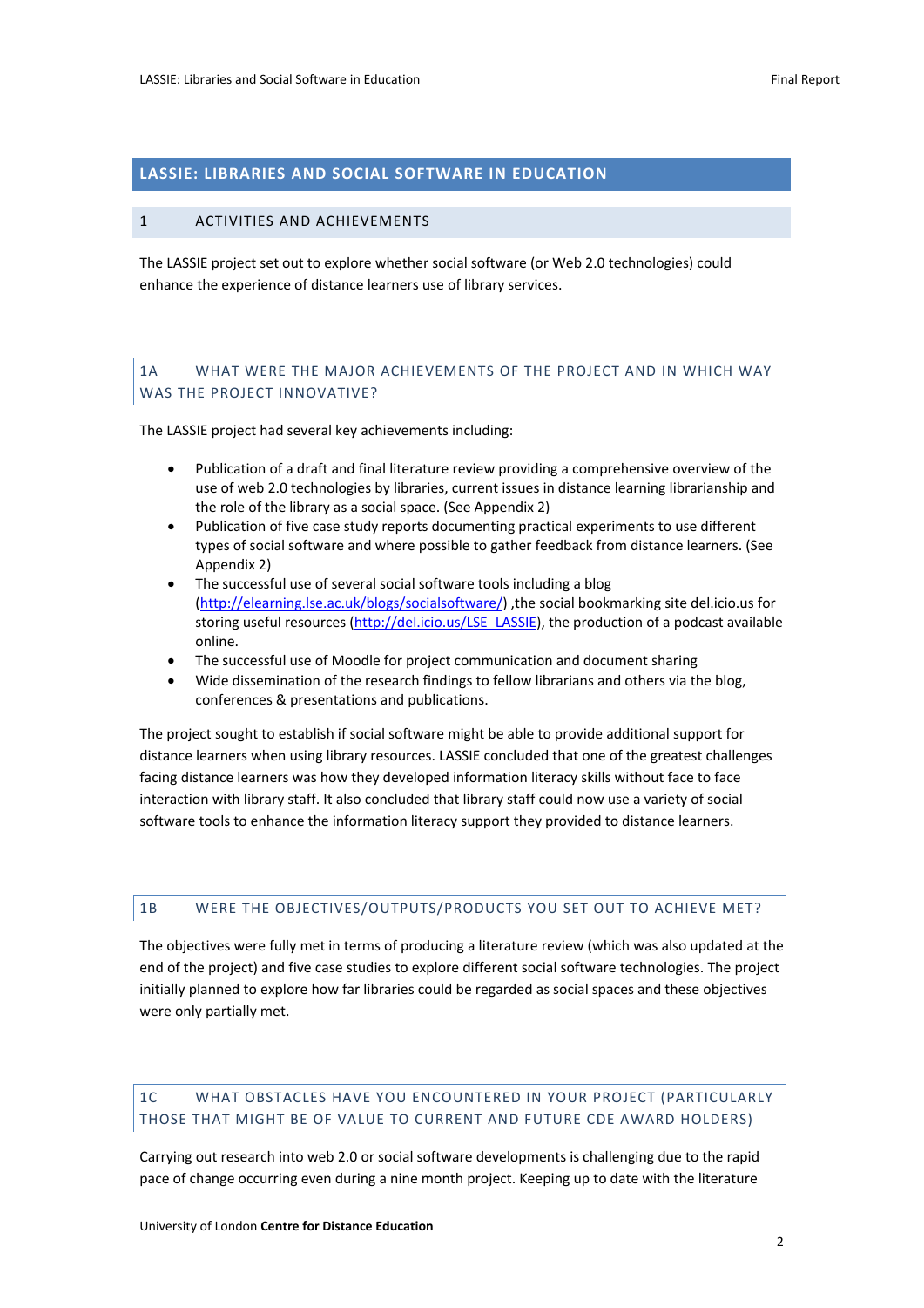# LASSIE: LIBRARIES AND SOCIAL SOFTWARE IN EDUCATION

## 1 ACTIVITIES AND ACHIEVEMENTS

The LASSIE project set out to explore whether social software (or Web 2.0 technologies) could enhance the experience of distance learners use of library services.

### 1A WHAT WERE THE MAJOR ACHIEVEMENTS OF THE PROJECT AND IN WHICH WAY WAS THE PROJECT INNOVATIVE?

The LASSIE project had several key achievements including:

- Publication of a draft and final literature review providing a comprehensive overview of the use of web 2.0 technologies by libraries, current issues in distance learning librarianship and the role of the library as a social space. (See Appendix 2)
- Publication of five case study reports documenting practical experiments to use different types of social software and where possible to gather feedback from distance learners. (See Appendix 2)
- The successful use of several social software tools including a blog (http://elearning.lse.ac.uk/blogs/socialsoftware/) ,the social bookmarking site del.icio.us for storing useful resources (http://del.icio.us/LSE_LASSIE), the production of a podcast available online.
- The successful use of Moodle for project communication and document sharing
- Wide dissemination of the research findings to fellow librarians and others via the blog, conferences & presentations and publications.

The project sought to establish if social software might be able to provide additional support for distance learners when using library resources. LASSIE concluded that one of the greatest challenges facing distance learners was how they developed information literacy skills without face to face interaction with library staff. It also concluded that library staff could now use a variety of social software tools to enhance the information literacy support they provided to distance learners.

### 1B WERE THE OBJECTIVES/OUTPUTS/PRODUCTS YOU SET OUT TO ACHIEVE MET?

The objectives were fully met in terms of producing a literature review (which was also updated at the end of the project) and five case studies to explore different social software technologies. The project initially planned to explore how far libraries could be regarded as social spaces and these objectives were only partially met.

### 1C WHAT OBSTACLES HAVE YOU ENCOUNTERED IN YOUR PROJECT (PARTICULARLY THOSE THAT MIGHT BE OF VALUE TO CURRENT AND FUTURE CDE AWARD HOLDERS)

Carrying out research into web 2.0 or social software developments is challenging due to the rapid pace of change occurring even during a nine month project. Keeping up to date with the literature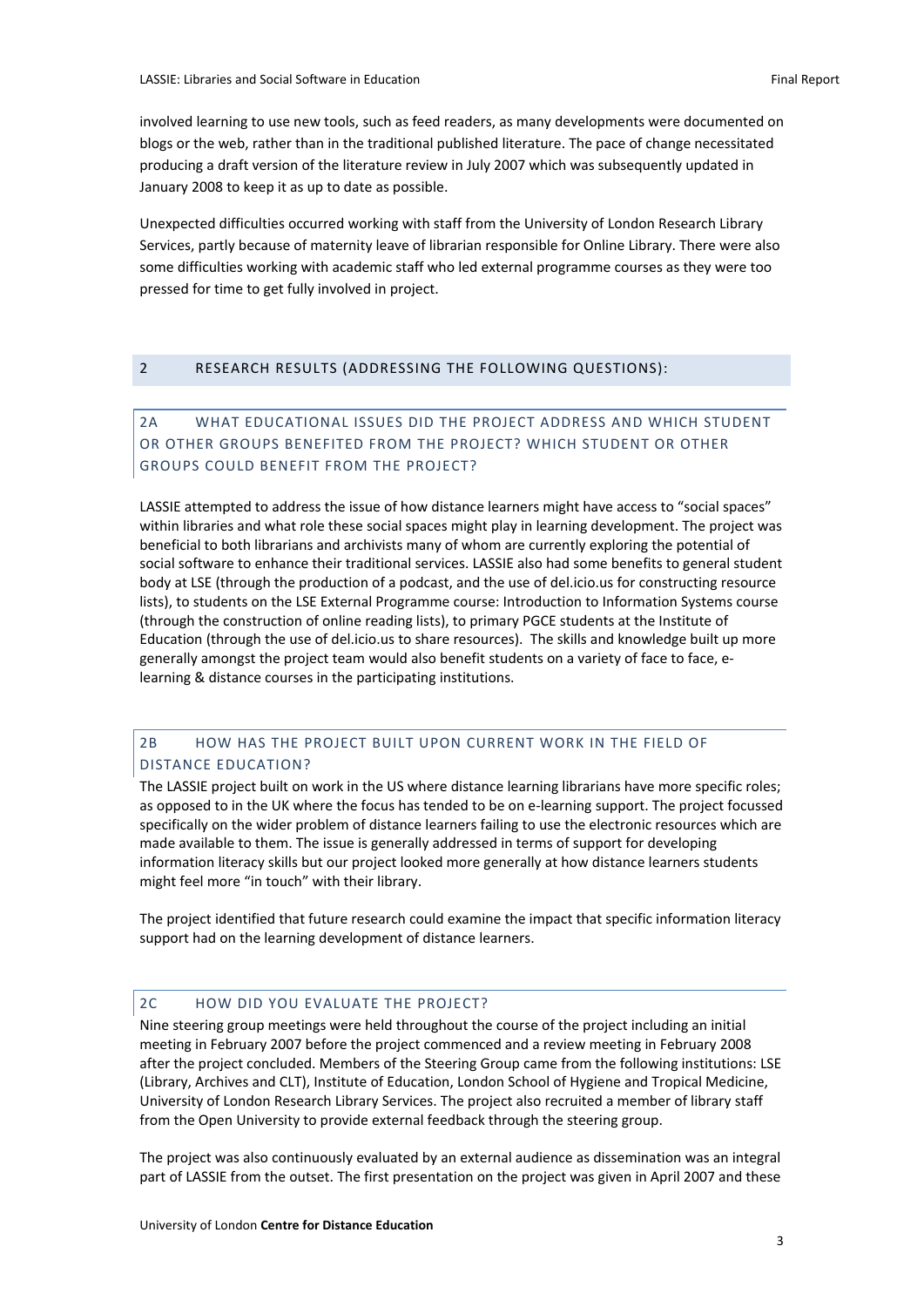involved learning to use new tools, such as feed readers, as many developments were documented on blogs or the web, rather than in the traditional published literature. The pace of change necessitated producing a draft version of the literature review in July 2007 which was subsequently updated in January 2008 to keep it as up to date as possible.

Unexpected difficulties occurred working with staff from the University of London Research Library Services, partly because of maternity leave of librarian responsible for Online Library. There were also some difficulties working with academic staff who led external programme courses as they were too pressed for time to get fully involved in project.

## 2 RESEARCH RESULTS (ADDRESSING THE FOLLOWING QUESTIONS):

### 2A WHAT EDUCATIONAL ISSUES DID THE PROJECT ADDRESS AND WHICH STUDENT OR OTHER GROUPS BENEFITED FROM THE PROJECT? WHICH STUDENT OR OTHER GROUPS COULD BENEFIT FROM THE PROJECT?

LASSIE attempted to address the issue of how distance learners might have access to "social spaces" within libraries and what role these social spaces might play in learning development. The project was beneficial to both librarians and archivists many of whom are currently exploring the potential of social software to enhance their traditional services. LASSIE also had some benefits to general student body at LSE (through the production of a podcast, and the use of del.icio.us for constructing resource lists), to students on the LSE External Programme course: Introduction to Information Systems course (through the construction of online reading lists), to primary PGCE students at the Institute of Education (through the use of del.icio.us to share resources). The skills and knowledge built up more generally amongst the project team would also benefit students on a variety of face to face, e-learning & distance courses in the participating institutions.

### 2B HOW HAS THE PROJECT BUILT UPON CURRENT WORK IN THE FIELD OF DISTANCE EDUCATION?

The LASSIE project built on work in the US where distance learning librarians have more specific roles; as opposed to in the UK where the focus has tended to be on e-learning support. The project focussed specifically on the wider problem of distance learners failing to use the electronic resources which are made available to them. The issue is generally addressed in terms of support for developing information literacy skills but our project looked more generally at how distance learners students might feel more "in touch" with their library.

The project identified that future research could examine the impact that specific information literacy support had on the learning development of distance learners.

### 2C HOW DID YOU EVALUATE THE PROJECT?

Nine steering group meetings were held throughout the course of the project including an initial meeting in February 2007 before the project commenced and a review meeting in February 2008 after the project concluded. Members of the Steering Group came from the following institutions: LSE (Library, Archives and CLT), Institute of Education, London School of Hygiene and Tropical Medicine, University of London Research Library Services. The project also recruited a member of library staff from the Open University to provide external feedback through the steering group.

The project was also continuously evaluated by an external audience as dissemination was an integral part of LASSIE from the outset. The first presentation on the project was given in April 2007 and these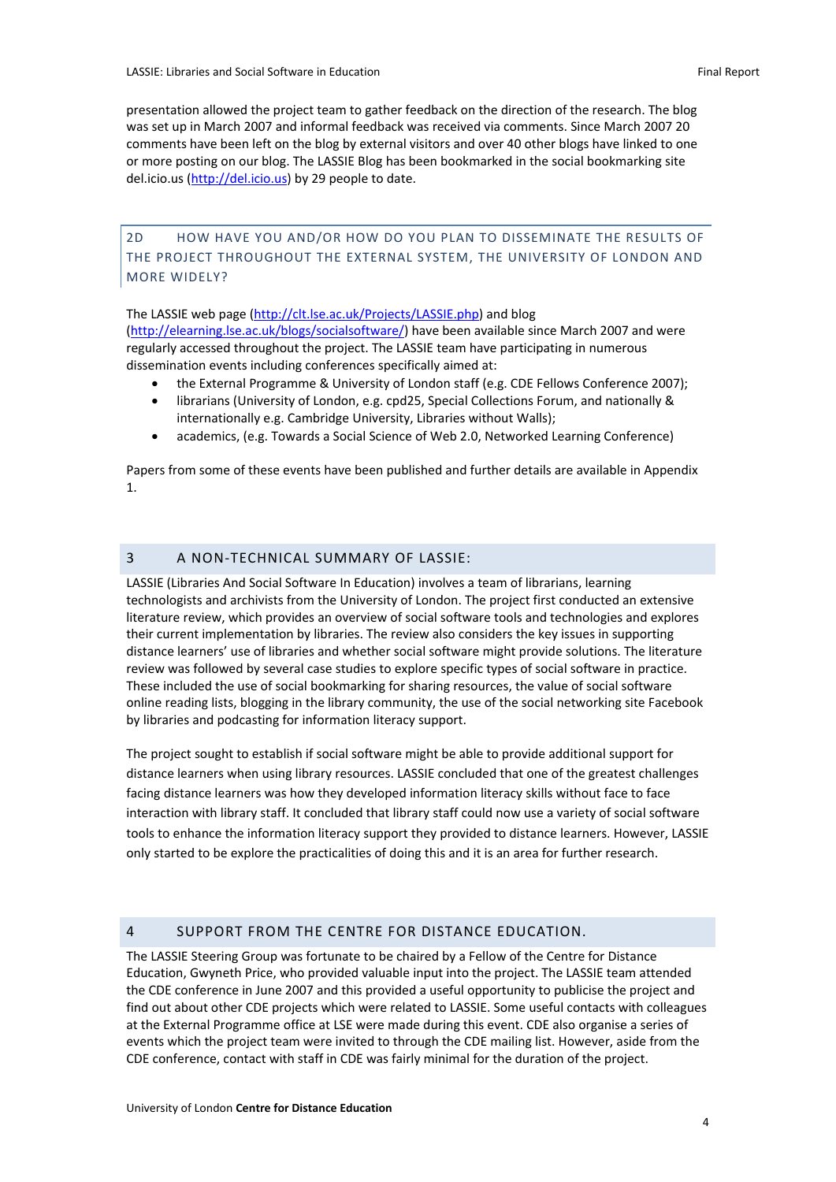presentation allowed the project team to gather feedback on the direction of the research. The blog was set up in March 2007 and informal feedback was received via comments. Since March 2007 20 comments have been left on the blog by external visitors and over 40 other blogs have linked to one or more posting on our blog. The LASSIE Blog has been bookmarked in the social bookmarking site del.icio.us (http://del.icio.us) by 29 people to date.

## 2D HOW HAVE YOU AND/OR HOW DO YOU PLAN TO DISSEMINATE THE RESULTS OF THE PROJECT THROUGHOUT THE EXTERNAL SYSTEM, THE UNIVERSITY OF LONDON AND MORE WIDELY?

The LASSIE web page (http://clt.lse.ac.uk/Projects/LASSIE.php) and blog (http://elearning.lse.ac.uk/blogs/socialsoftware/) have been available since March 2007 and were regularly accessed throughout the project. The LASSIE team have participating in numerous dissemination events including conferences specifically aimed at:

- the External Programme & University of London staff (e.g. CDE Fellows Conference 2007);
- librarians (University of London, e.g. cpd25, Special Collections Forum, and nationally & internationally e.g. Cambridge University, Libraries without Walls);
- academics, (e.g. Towards a Social Science of Web 2.0, Networked Learning Conference)

Papers from some of these events have been published and further details are available in Appendix 1.

## 3 A NON-TECHNICAL SUMMARY OF LASSIE:

LASSIE (Libraries And Social Software In Education) involves a team of librarians, learning technologists and archivists from the University of London. The project first conducted an extensive literature review, which provides an overview of social software tools and technologies and explores their current implementation by libraries. The review also considers the key issues in supporting distance learners' use of libraries and whether social software might provide solutions. The literature review was followed by several case studies to explore specific types of social software in practice. These included the use of social bookmarking for sharing resources, the value of social software online reading lists, blogging in the library community, the use of the social networking site Facebook by libraries and podcasting for information literacy support.

The project sought to establish if social software might be able to provide additional support for distance learners when using library resources. LASSIE concluded that one of the greatest challenges facing distance learners was how they developed information literacy skills without face to face interaction with library staff. It concluded that library staff could now use a variety of social software tools to enhance the information literacy support they provided to distance learners. However, LASSIE only started to be explore the practicalities of doing this and it is an area for further research.

## 4 SUPPORT FROM THE CENTRE FOR DISTANCE EDUCATION.

The LASSIE Steering Group was fortunate to be chaired by a Fellow of the Centre for Distance Education, Gwyneth Price, who provided valuable input into the project. The LASSIE team attended the CDE conference in June 2007 and this provided a useful opportunity to publicise the project and find out about other CDE projects which were related to LASSIE. Some useful contacts with colleagues at the External Programme office at LSE were made during this event. CDE also organise a series of events which the project team were invited to through the CDE mailing list. However, aside from the CDE conference, contact with staff in CDE was fairly minimal for the duration of the project.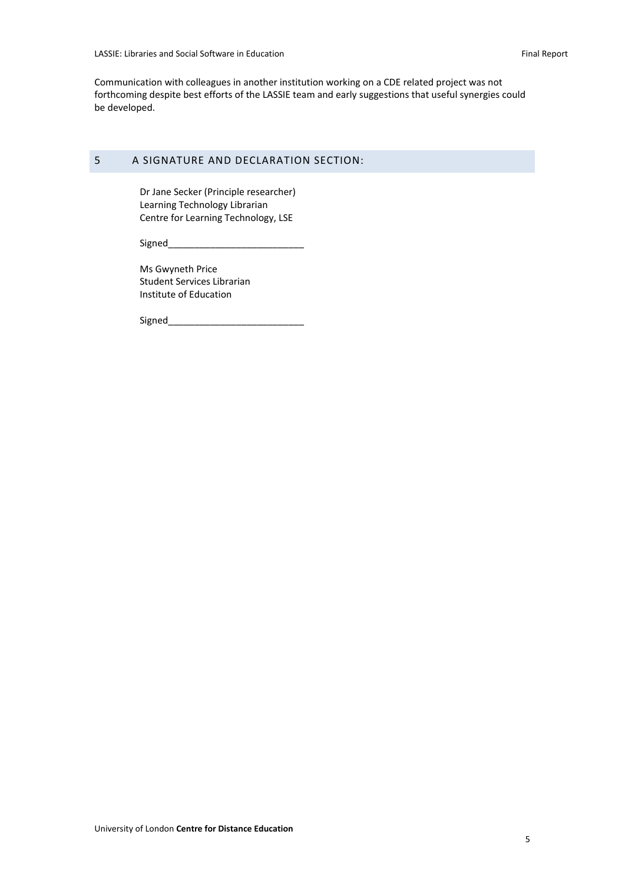Communication with colleagues in another institution working on a CDE related project was not forthcoming despite best efforts of the LASSIE team and early suggestions that useful synergies could be developed.

## 5 A SIGNATURE AND DECLARATION SECTION:

Dr Jane Secker (Principle researcher)
Learning Technology Librarian
Centre for Learning Technology, LSE

Signed__________________________

Ms Gwyneth Price
Student Services Librarian
Institute of Education

Signed__________________________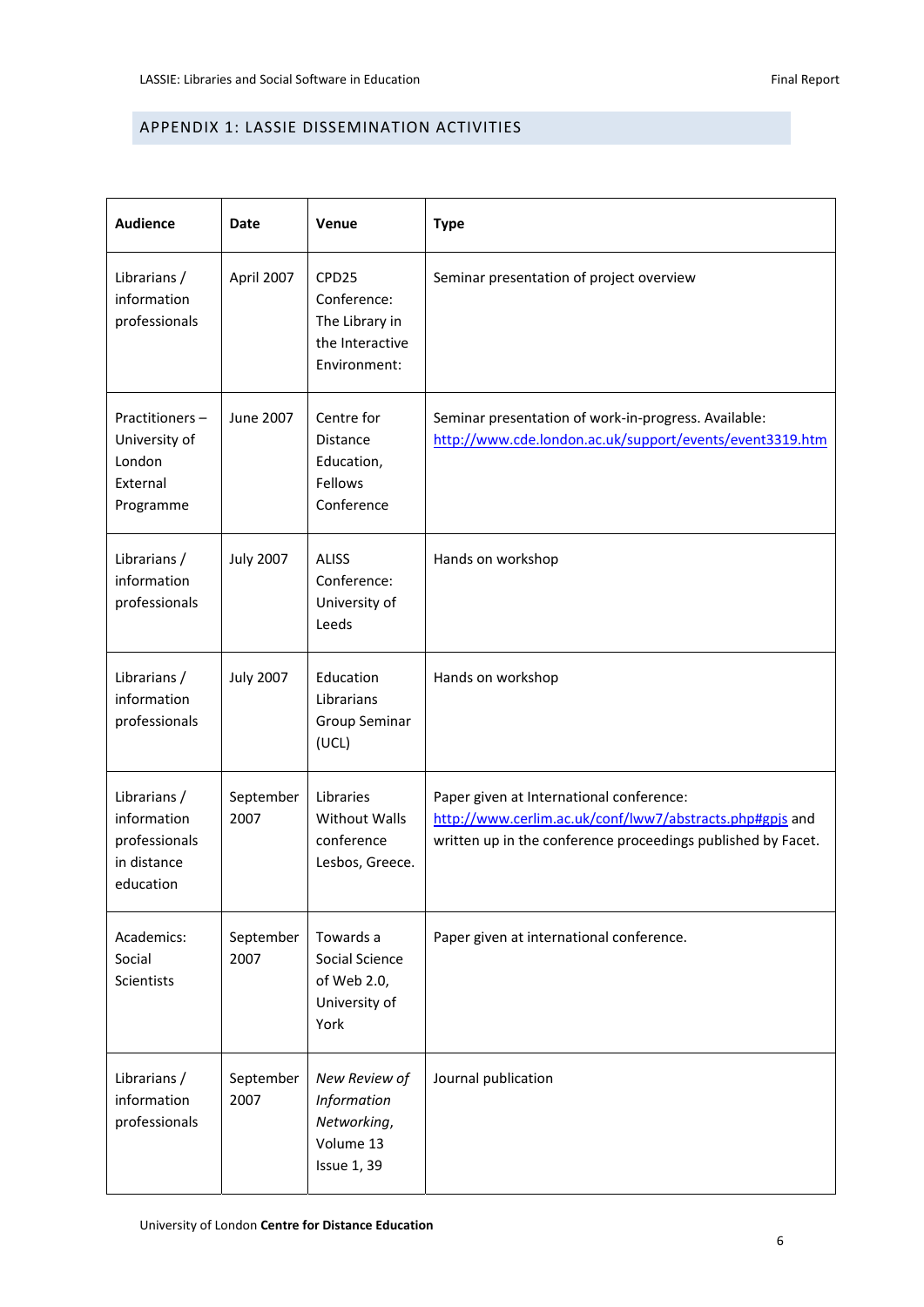## APPENDIX 1: LASSIE DISSEMINATION ACTIVITIES

| Audience | Date | Venue | Type |
|---|---|---|---|
| Librarians / information professionals | April 2007 | CPD25 Conference: The Library in the Interactive Environment: | Seminar presentation of project overview |
| Practitioners – University of London External Programme | June 2007 | Centre for Distance Education, Fellows Conference | Seminar presentation of work-in-progress. Available: http://www.cde.london.ac.uk/support/events/event3319.htm |
| Librarians / information professionals | July 2007 | ALISS Conference: University of Leeds | Hands on workshop |
| Librarians / information professionals | July 2007 | Education Librarians Group Seminar (UCL) | Hands on workshop |
| Librarians / information professionals in distance education | September 2007 | Libraries Without Walls conference Lesbos, Greece. | Paper given at International conference: http://www.cerlim.ac.uk/conf/lww7/abstracts.php#gpjs and written up in the conference proceedings published by Facet. |
| Academics: Social Scientists | September 2007 | Towards a Social Science of Web 2.0, University of York | Paper given at international conference. |
| Librarians / information professionals | September 2007 | *New Review of Information Networking*, Volume 13 Issue 1, 39 | Journal publication |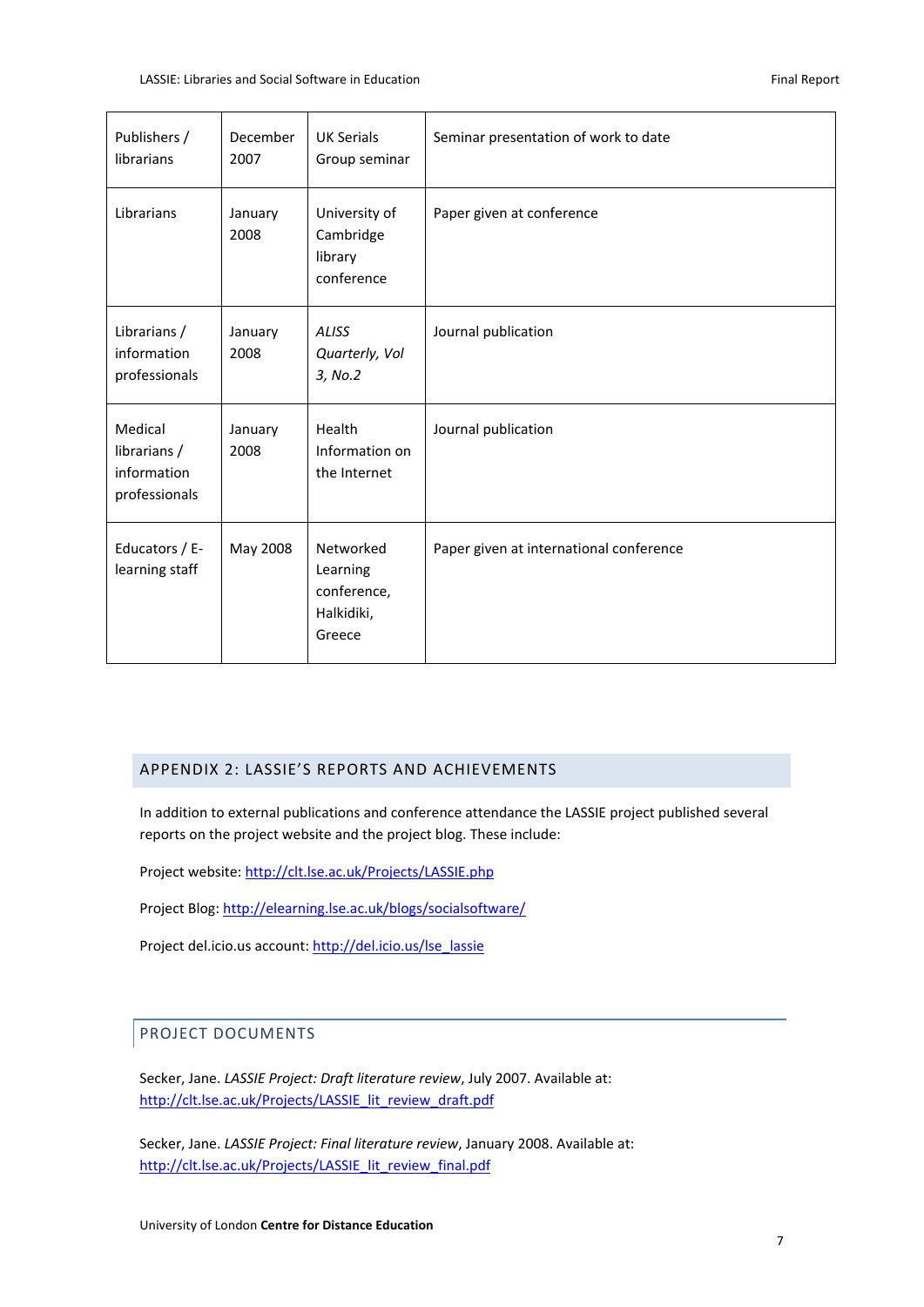| Publishers / librarians | December 2007 | UK Serials Group seminar | Seminar presentation of work to date |
|---|---|---|---|
| Librarians | January 2008 | University of Cambridge library conference | Paper given at conference |
| Librarians / information professionals | January 2008 | *ALISS Quarterly, Vol 3, No.2* | Journal publication |
| Medical librarians / information professionals | January 2008 | Health Information on the Internet | Journal publication |
| Educators / E-learning staff | May 2008 | Networked Learning conference, Halkidiki, Greece | Paper given at international conference |

## APPENDIX 2: LASSIE'S REPORTS AND ACHIEVEMENTS

In addition to external publications and conference attendance the LASSIE project published several reports on the project website and the project blog. These include:

Project website: http://clt.lse.ac.uk/Projects/LASSIE.php

Project Blog: http://elearning.lse.ac.uk/blogs/socialsoftware/

Project del.icio.us account: http://del.icio.us/lse_lassie

### PROJECT DOCUMENTS

Secker, Jane. *LASSIE Project: Draft literature review*, July 2007. Available at: http://clt.lse.ac.uk/Projects/LASSIE_lit_review_draft.pdf

Secker, Jane. *LASSIE Project: Final literature review*, January 2008. Available at: http://clt.lse.ac.uk/Projects/LASSIE_lit_review_final.pdf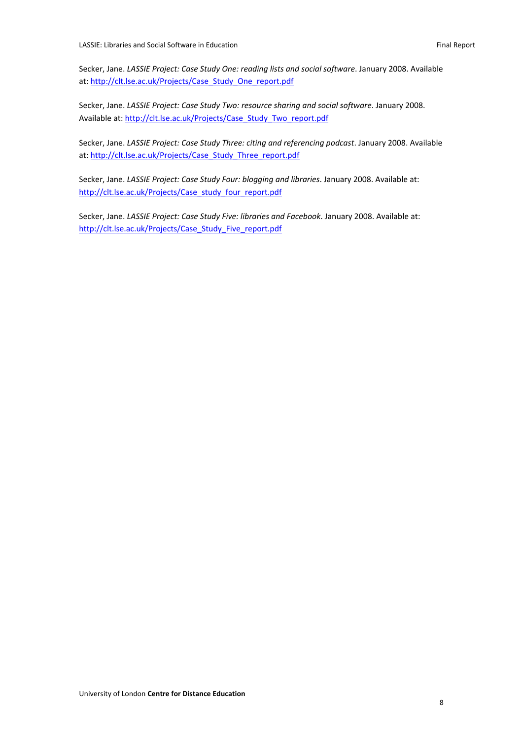Secker, Jane. *LASSIE Project: Case Study One: reading lists and social software*. January 2008. Available at: http://clt.lse.ac.uk/Projects/Case_Study_One_report.pdf

Secker, Jane. *LASSIE Project: Case Study Two: resource sharing and social software*. January 2008. Available at: http://clt.lse.ac.uk/Projects/Case_Study_Two_report.pdf

Secker, Jane. *LASSIE Project: Case Study Three: citing and referencing podcast*. January 2008. Available at: http://clt.lse.ac.uk/Projects/Case_Study_Three_report.pdf

Secker, Jane. *LASSIE Project: Case Study Four: blogging and libraries*. January 2008. Available at: http://clt.lse.ac.uk/Projects/Case_study_four_report.pdf

Secker, Jane. *LASSIE Project: Case Study Five: libraries and Facebook*. January 2008. Available at: http://clt.lse.ac.uk/Projects/Case_Study_Five_report.pdf